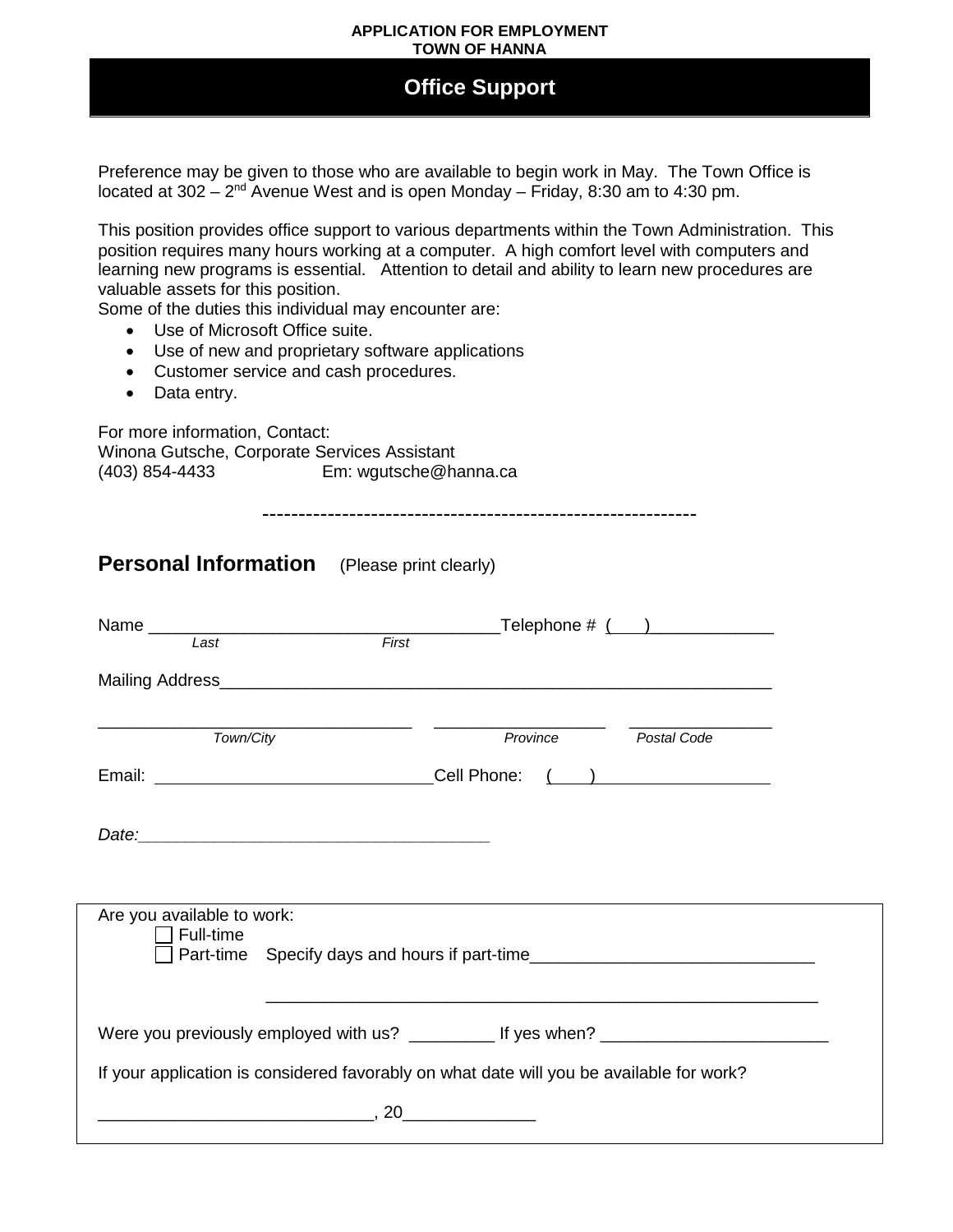**APPLICATION FOR EMPLOYMENT**
**TOWN OF HANNA**

# Office Support

Preference may be given to those who are available to begin work in May. The Town Office is located at 302 – 2nd Avenue West and is open Monday – Friday, 8:30 am to 4:30 pm.

This position provides office support to various departments within the Town Administration. This position requires many hours working at a computer. A high comfort level with computers and learning new programs is essential. Attention to detail and ability to learn new procedures are valuable assets for this position.
Some of the duties this individual may encounter are:

- Use of Microsoft Office suite.
- Use of new and proprietary software applications
- Customer service and cash procedures.
- Data entry.

For more information, Contact:
Winona Gutsche, Corporate Services Assistant
(403) 854-4433 Em: wgutsche@hanna.ca

-----------------------------------------------------------

## Personal Information (Please print clearly)

Name ____________________________________ Telephone # ( ) _____________
*Last* *First*

Mailing Address____________________________________________________________

________________________________ __________________ _______________
*Town/City* *Province* *Postal Code*

Email: ______________________________ Cell Phone: ( ) __________________

*Date:*_____________________________________

Are you available to work:
☐ Full-time
☐ Part-time Specify days and hours if part-time______________________________

____________________________________________________________

Were you previously employed with us? _________ If yes when? ________________________

If your application is considered favorably on what date will you be available for work?

____________________________, 20_____________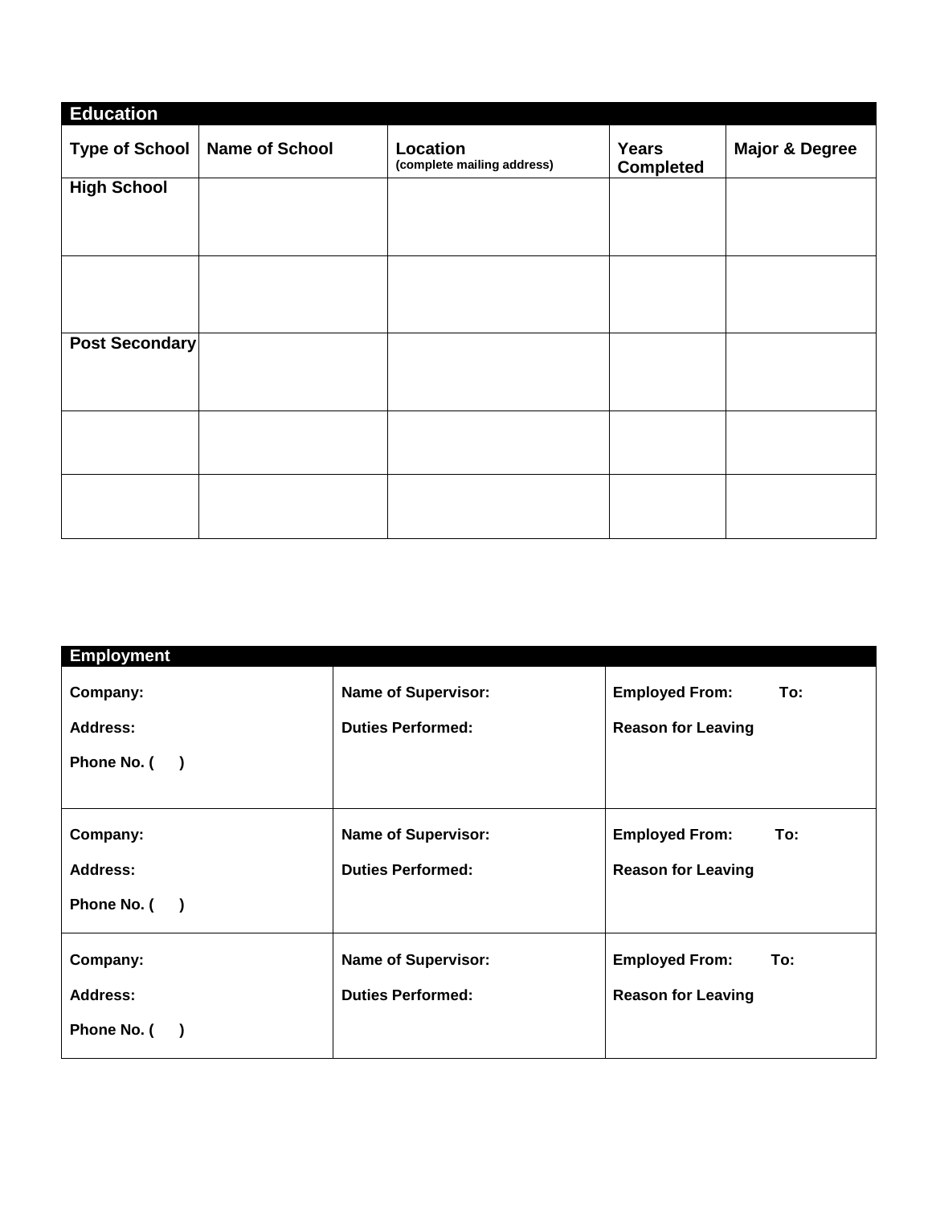## Education

| Type of School | Name of School | Location (complete mailing address) | Years Completed | Major & Degree |
|---|---|---|---|---|
| High School | | | | |
| | | | | |
| Post Secondary | | | | |
| | | | | |
| | | | | |

## Employment

| | | |
|---|---|---|
| **Company:**<br>**Address:**<br>**Phone No. (      )** | **Name of Supervisor:**<br>**Duties Performed:** | **Employed From:** **To:**<br>**Reason for Leaving** |
| **Company:**<br>**Address:**<br>**Phone No. (      )** | **Name of Supervisor:**<br>**Duties Performed:** | **Employed From:** **To:**<br>**Reason for Leaving** |
| **Company:**<br>**Address:**<br>**Phone No. (      )** | **Name of Supervisor:**<br>**Duties Performed:** | **Employed From:** **To:**<br>**Reason for Leaving** |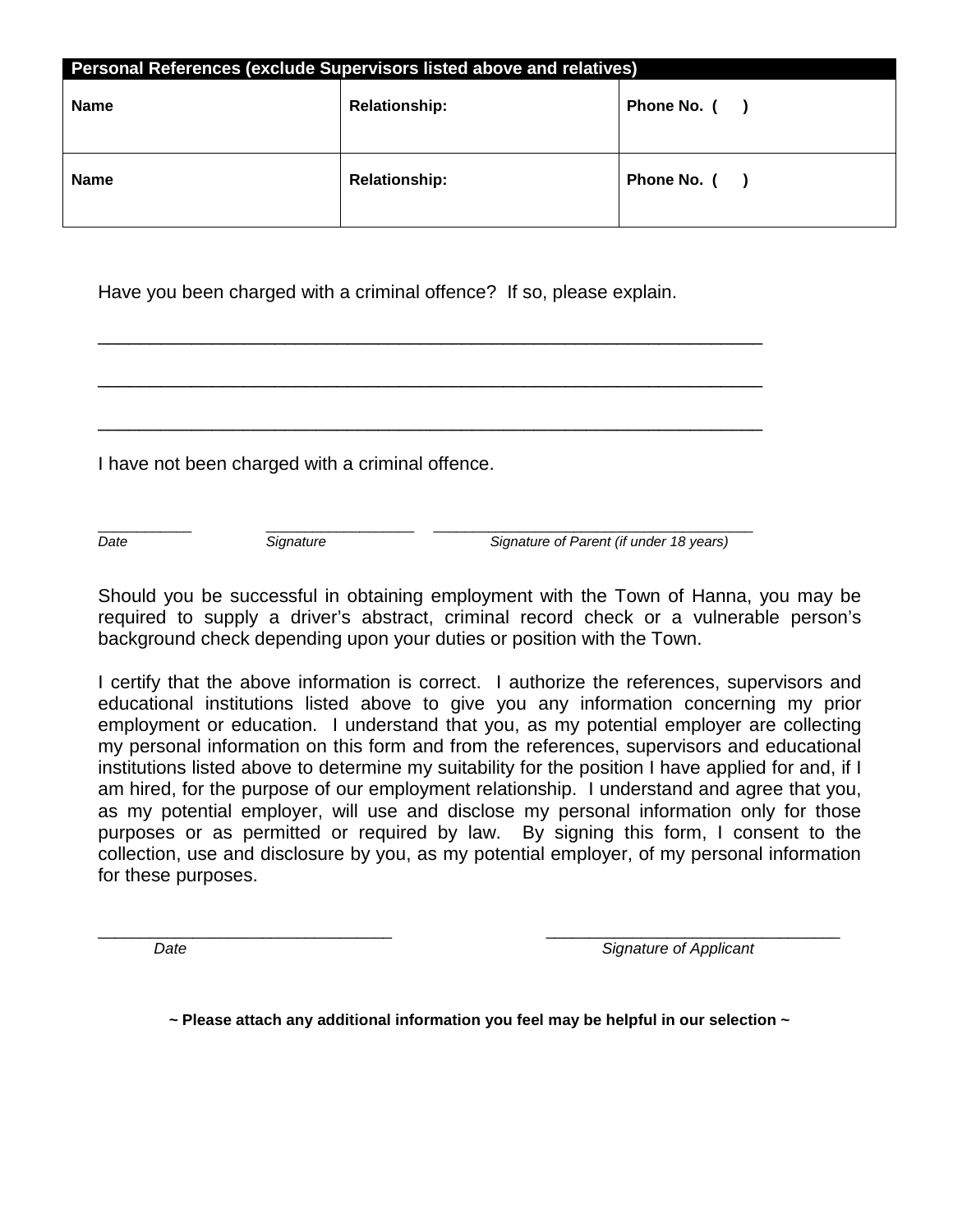| Personal References (exclude Supervisors listed above and relatives) | | |
|---|---|---|
| **Name** | **Relationship:** | **Phone No. (     )** |
| **Name** | **Relationship:** | **Phone No. (     )** |

Have you been charged with a criminal offence?  If so, please explain.

_________________________________________________________________

_________________________________________________________________

_________________________________________________________________

I have not been charged with a criminal offence.

__________ ________________ ___________________________________

*Date* *Signature* *Signature of Parent (if under 18 years)*

Should you be successful in obtaining employment with the Town of Hanna, you may be required to supply a driver's abstract, criminal record check or a vulnerable person's background check depending upon your duties or position with the Town.

I certify that the above information is correct.  I authorize the references, supervisors and educational institutions listed above to give you any information concerning my prior employment or education.  I understand that you, as my potential employer are collecting my personal information on this form and from the references, supervisors and educational institutions listed above to determine my suitability for the position I have applied for and, if I am hired, for the purpose of our employment relationship.  I understand and agree that you, as my potential employer, will use and disclose my personal information only for those purposes or as permitted or required by law.  By signing this form, I consent to the collection, use and disclosure by you, as my potential employer, of my personal information for these purposes.

________________________________ ________________________________

*Date* *Signature of Applicant*

**~ Please attach any additional information you feel may be helpful in our selection ~**